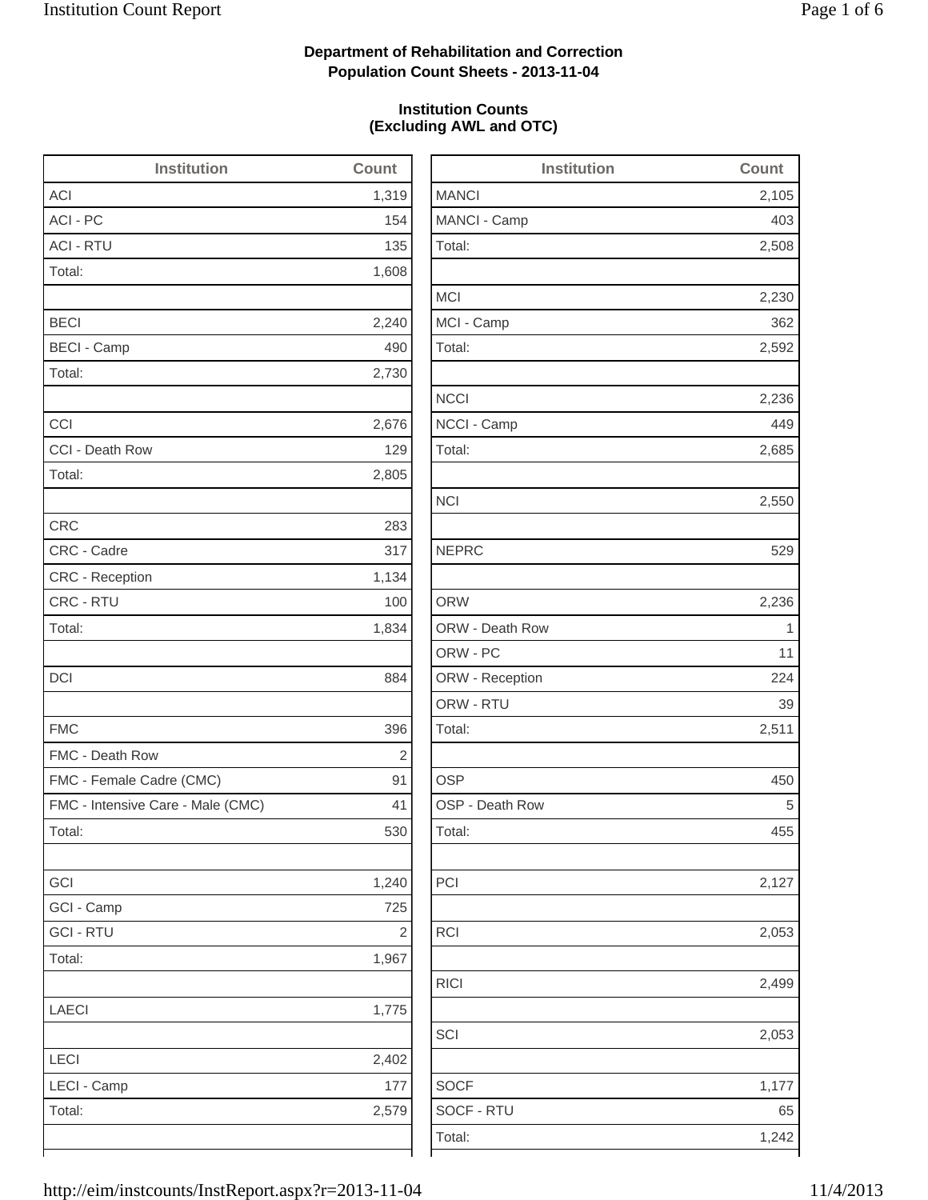**Department of Rehabilitation and Correction**
**Population Count Sheets - 2013-11-04**

**Institution Counts**
**(Excluding AWL and OTC)**

| Institution | Count |
|---|---|
| ACI | 1,319 |
| ACI - PC | 154 |
| ACI - RTU | 135 |
| Total: | 1,608 |
| | |
| BECI | 2,240 |
| BECI - Camp | 490 |
| Total: | 2,730 |
| | |
| CCI | 2,676 |
| CCI - Death Row | 129 |
| Total: | 2,805 |
| | |
| CRC | 283 |
| CRC - Cadre | 317 |
| CRC - Reception | 1,134 |
| CRC - RTU | 100 |
| Total: | 1,834 |
| | |
| DCI | 884 |
| | |
| FMC | 396 |
| FMC - Death Row | 2 |
| FMC - Female Cadre (CMC) | 91 |
| FMC - Intensive Care - Male (CMC) | 41 |
| Total: | 530 |
| | |
| GCI | 1,240 |
| GCI - Camp | 725 |
| GCI - RTU | 2 |
| Total: | 1,967 |
| | |
| LAECI | 1,775 |
| | |
| LECI | 2,402 |
| LECI - Camp | 177 |
| Total: | 2,579 |
| | |

| Institution | Count |
|---|---|
| MANCI | 2,105 |
| MANCI - Camp | 403 |
| Total: | 2,508 |
| | |
| MCI | 2,230 |
| MCI - Camp | 362 |
| Total: | 2,592 |
| | |
| NCCI | 2,236 |
| NCCI - Camp | 449 |
| Total: | 2,685 |
| | |
| NCI | 2,550 |
| | |
| NEPRC | 529 |
| | |
| ORW | 2,236 |
| ORW - Death Row | 1 |
| ORW - PC | 11 |
| ORW - Reception | 224 |
| ORW - RTU | 39 |
| Total: | 2,511 |
| | |
| OSP | 450 |
| OSP - Death Row | 5 |
| Total: | 455 |
| | |
| PCI | 2,127 |
| | |
| RCI | 2,053 |
| | |
| RICI | 2,499 |
| | |
| SCI | 2,053 |
| | |
| SOCF | 1,177 |
| SOCF - RTU | 65 |
| Total: | 1,242 |
| | |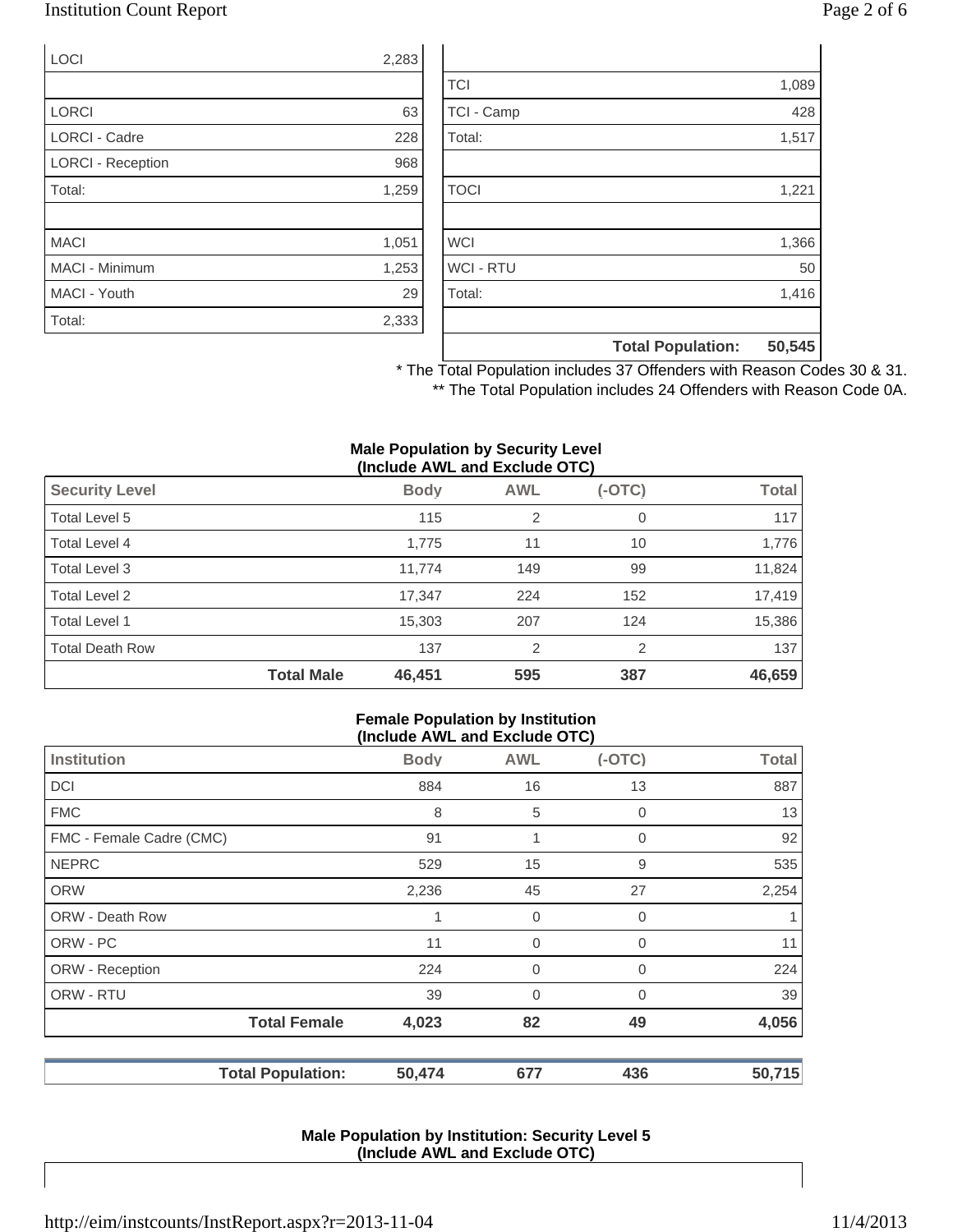| | |
|---|---|
| LOCI | 2,283 |
| | |
| LORCI | 63 |
| LORCI - Cadre | 228 |
| LORCI - Reception | 968 |
| Total: | 1,259 |
| | |
| MACI | 1,051 |
| MACI - Minimum | 1,253 |
| MACI - Youth | 29 |
| Total: | 2,333 |

| | |
|---|---|
| | |
| TCI | 1,089 |
| TCI - Camp | 428 |
| Total: | 1,517 |
| | |
| TOCI | 1,221 |
| | |
| WCI | 1,366 |
| WCI - RTU | 50 |
| Total: | 1,416 |
| | |
| **Total Population:** | **50,545** |

\* The Total Population includes 37 Offenders with Reason Codes 30 & 31.

\*\* The Total Population includes 24 Offenders with Reason Code 0A.

**Male Population by Security Level (Include AWL and Exclude OTC)**

| Security Level | Body | AWL | (-OTC) | Total |
|---|---|---|---|---|
| Total Level 5 | 115 | 2 | 0 | 117 |
| Total Level 4 | 1,775 | 11 | 10 | 1,776 |
| Total Level 3 | 11,774 | 149 | 99 | 11,824 |
| Total Level 2 | 17,347 | 224 | 152 | 17,419 |
| Total Level 1 | 15,303 | 207 | 124 | 15,386 |
| Total Death Row | 137 | 2 | 2 | 137 |
| **Total Male** | **46,451** | **595** | **387** | **46,659** |

**Female Population by Institution (Include AWL and Exclude OTC)**

| Institution | Body | AWL | (-OTC) | Total |
|---|---|---|---|---|
| DCI | 884 | 16 | 13 | 887 |
| FMC | 8 | 5 | 0 | 13 |
| FMC - Female Cadre (CMC) | 91 | 1 | 0 | 92 |
| NEPRC | 529 | 15 | 9 | 535 |
| ORW | 2,236 | 45 | 27 | 2,254 |
| ORW - Death Row | 1 | 0 | 0 | 1 |
| ORW - PC | 11 | 0 | 0 | 11 |
| ORW - Reception | 224 | 0 | 0 | 224 |
| ORW - RTU | 39 | 0 | 0 | 39 |
| **Total Female** | **4,023** | **82** | **49** | **4,056** |

| | Body | AWL | (-OTC) | Total |
|---|---|---|---|---|
| **Total Population:** | **50,474** | **677** | **436** | **50,715** |

**Male Population by Institution: Security Level 5 (Include AWL and Exclude OTC)**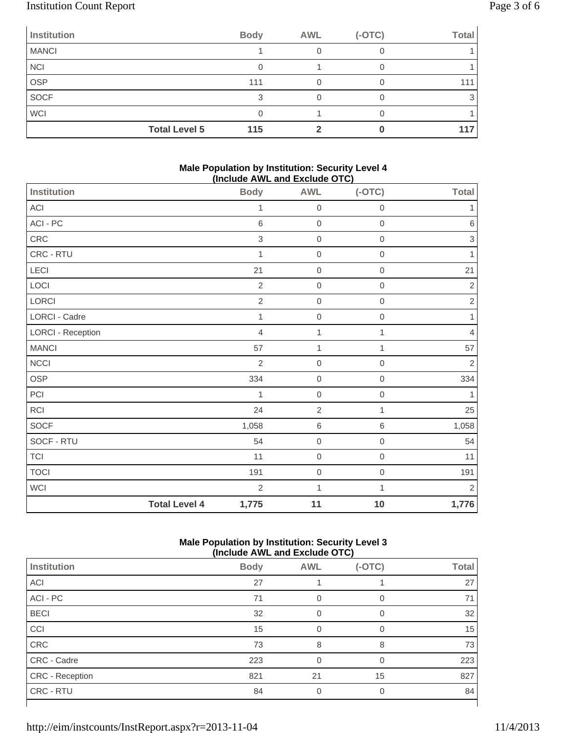| Institution | Body | AWL | (-OTC) | Total |
|---|---|---|---|---|
| MANCI | 1 | 0 | 0 | 1 |
| NCI | 0 | 1 | 0 | 1 |
| OSP | 111 | 0 | 0 | 111 |
| SOCF | 3 | 0 | 0 | 3 |
| WCI | 0 | 1 | 0 | 1 |
| **Total Level 5** | **115** | **2** | **0** | **117** |

**Male Population by Institution: Security Level 4 (Include AWL and Exclude OTC)**

| Institution | Body | AWL | (-OTC) | Total |
|---|---|---|---|---|
| ACI | 1 | 0 | 0 | 1 |
| ACI - PC | 6 | 0 | 0 | 6 |
| CRC | 3 | 0 | 0 | 3 |
| CRC - RTU | 1 | 0 | 0 | 1 |
| LECI | 21 | 0 | 0 | 21 |
| LOCI | 2 | 0 | 0 | 2 |
| LORCI | 2 | 0 | 0 | 2 |
| LORCI - Cadre | 1 | 0 | 0 | 1 |
| LORCI - Reception | 4 | 1 | 1 | 4 |
| MANCI | 57 | 1 | 1 | 57 |
| NCCI | 2 | 0 | 0 | 2 |
| OSP | 334 | 0 | 0 | 334 |
| PCI | 1 | 0 | 0 | 1 |
| RCI | 24 | 2 | 1 | 25 |
| SOCF | 1,058 | 6 | 6 | 1,058 |
| SOCF - RTU | 54 | 0 | 0 | 54 |
| TCI | 11 | 0 | 0 | 11 |
| TOCI | 191 | 0 | 0 | 191 |
| WCI | 2 | 1 | 1 | 2 |
| **Total Level 4** | **1,775** | **11** | **10** | **1,776** |

**Male Population by Institution: Security Level 3 (Include AWL and Exclude OTC)**

| Institution | Body | AWL | (-OTC) | Total |
|---|---|---|---|---|
| ACI | 27 | 1 | 1 | 27 |
| ACI - PC | 71 | 0 | 0 | 71 |
| BECI | 32 | 0 | 0 | 32 |
| CCI | 15 | 0 | 0 | 15 |
| CRC | 73 | 8 | 8 | 73 |
| CRC - Cadre | 223 | 0 | 0 | 223 |
| CRC - Reception | 821 | 21 | 15 | 827 |
| CRC - RTU | 84 | 0 | 0 | 84 |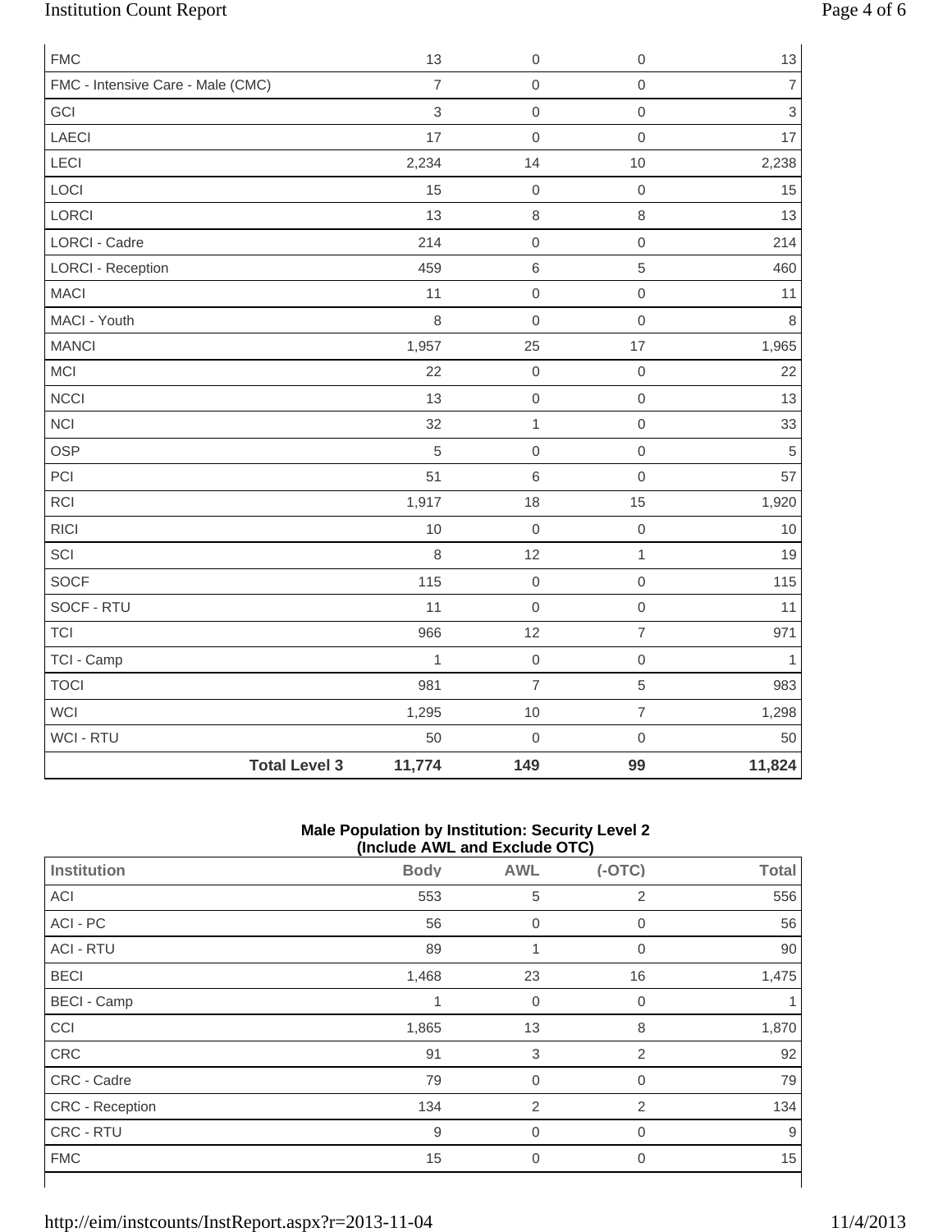| | | | | |
|---|---|---|---|---|
| FMC | 13 | 0 | 0 | 13 |
| FMC - Intensive Care - Male (CMC) | 7 | 0 | 0 | 7 |
| GCI | 3 | 0 | 0 | 3 |
| LAECI | 17 | 0 | 0 | 17 |
| LECI | 2,234 | 14 | 10 | 2,238 |
| LOCI | 15 | 0 | 0 | 15 |
| LORCI | 13 | 8 | 8 | 13 |
| LORCI - Cadre | 214 | 0 | 0 | 214 |
| LORCI - Reception | 459 | 6 | 5 | 460 |
| MACI | 11 | 0 | 0 | 11 |
| MACI - Youth | 8 | 0 | 0 | 8 |
| MANCI | 1,957 | 25 | 17 | 1,965 |
| MCI | 22 | 0 | 0 | 22 |
| NCCI | 13 | 0 | 0 | 13 |
| NCI | 32 | 1 | 0 | 33 |
| OSP | 5 | 0 | 0 | 5 |
| PCI | 51 | 6 | 0 | 57 |
| RCI | 1,917 | 18 | 15 | 1,920 |
| RICI | 10 | 0 | 0 | 10 |
| SCI | 8 | 12 | 1 | 19 |
| SOCF | 115 | 0 | 0 | 115 |
| SOCF - RTU | 11 | 0 | 0 | 11 |
| TCI | 966 | 12 | 7 | 971 |
| TCI - Camp | 1 | 0 | 0 | 1 |
| TOCI | 981 | 7 | 5 | 983 |
| WCI | 1,295 | 10 | 7 | 1,298 |
| WCI - RTU | 50 | 0 | 0 | 50 |
| **Total Level 3** | **11,774** | **149** | **99** | **11,824** |

**Male Population by Institution: Security Level 2 (Include AWL and Exclude OTC)**

| Institution | Body | AWL | (-OTC) | Total |
|---|---|---|---|---|
| ACI | 553 | 5 | 2 | 556 |
| ACI - PC | 56 | 0 | 0 | 56 |
| ACI - RTU | 89 | 1 | 0 | 90 |
| BECI | 1,468 | 23 | 16 | 1,475 |
| BECI - Camp | 1 | 0 | 0 | 1 |
| CCI | 1,865 | 13 | 8 | 1,870 |
| CRC | 91 | 3 | 2 | 92 |
| CRC - Cadre | 79 | 0 | 0 | 79 |
| CRC - Reception | 134 | 2 | 2 | 134 |
| CRC - RTU | 9 | 0 | 0 | 9 |
| FMC | 15 | 0 | 0 | 15 |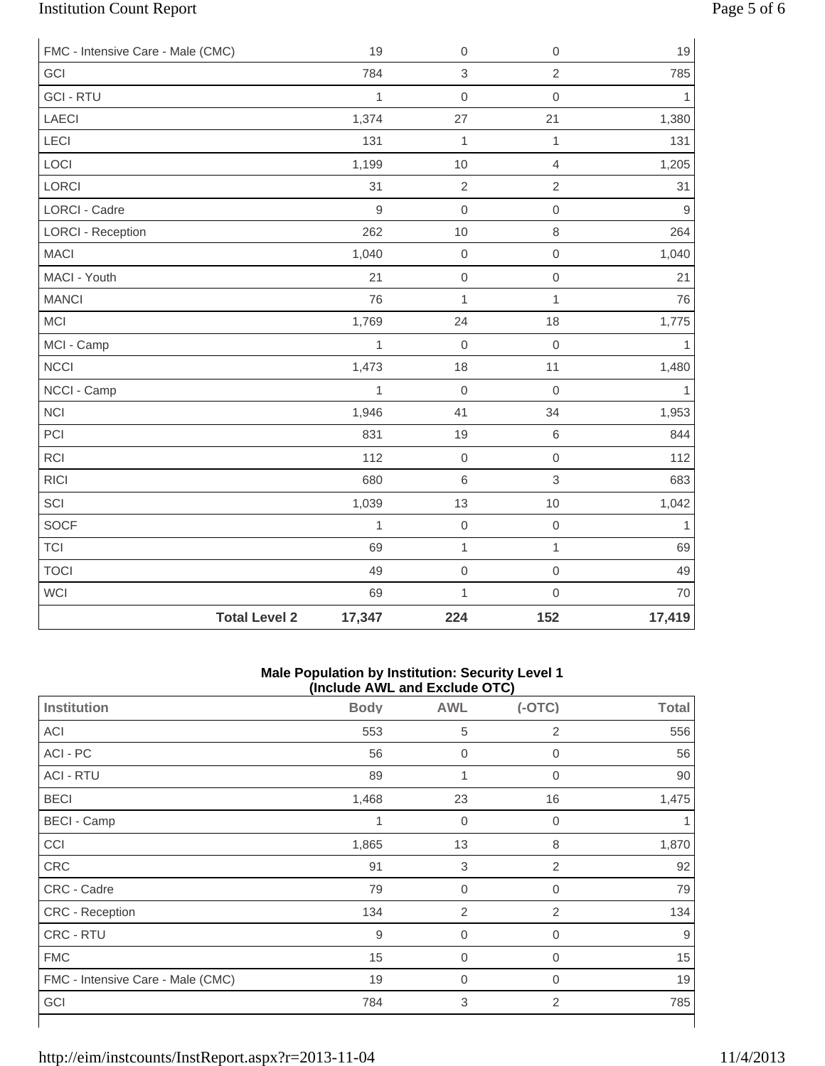| | Body | AWL | (-OTC) | Total |
|---|---|---|---|---|
| FMC - Intensive Care - Male (CMC) | 19 | 0 | 0 | 19 |
| GCI | 784 | 3 | 2 | 785 |
| GCI - RTU | 1 | 0 | 0 | 1 |
| LAECI | 1,374 | 27 | 21 | 1,380 |
| LECI | 131 | 1 | 1 | 131 |
| LOCI | 1,199 | 10 | 4 | 1,205 |
| LORCI | 31 | 2 | 2 | 31 |
| LORCI - Cadre | 9 | 0 | 0 | 9 |
| LORCI - Reception | 262 | 10 | 8 | 264 |
| MACI | 1,040 | 0 | 0 | 1,040 |
| MACI - Youth | 21 | 0 | 0 | 21 |
| MANCI | 76 | 1 | 1 | 76 |
| MCI | 1,769 | 24 | 18 | 1,775 |
| MCI - Camp | 1 | 0 | 0 | 1 |
| NCCI | 1,473 | 18 | 11 | 1,480 |
| NCCI - Camp | 1 | 0 | 0 | 1 |
| NCI | 1,946 | 41 | 34 | 1,953 |
| PCI | 831 | 19 | 6 | 844 |
| RCI | 112 | 0 | 0 | 112 |
| RICI | 680 | 6 | 3 | 683 |
| SCI | 1,039 | 13 | 10 | 1,042 |
| SOCF | 1 | 0 | 0 | 1 |
| TCI | 69 | 1 | 1 | 69 |
| TOCI | 49 | 0 | 0 | 49 |
| WCI | 69 | 1 | 0 | 70 |
| **Total Level 2** | **17,347** | **224** | **152** | **17,419** |

**Male Population by Institution: Security Level 1**
**(Include AWL and Exclude OTC)**

| Institution | Body | AWL | (-OTC) | Total |
|---|---|---|---|---|
| ACI | 553 | 5 | 2 | 556 |
| ACI - PC | 56 | 0 | 0 | 56 |
| ACI - RTU | 89 | 1 | 0 | 90 |
| BECI | 1,468 | 23 | 16 | 1,475 |
| BECI - Camp | 1 | 0 | 0 | 1 |
| CCI | 1,865 | 13 | 8 | 1,870 |
| CRC | 91 | 3 | 2 | 92 |
| CRC - Cadre | 79 | 0 | 0 | 79 |
| CRC - Reception | 134 | 2 | 2 | 134 |
| CRC - RTU | 9 | 0 | 0 | 9 |
| FMC | 15 | 0 | 0 | 15 |
| FMC - Intensive Care - Male (CMC) | 19 | 0 | 0 | 19 |
| GCI | 784 | 3 | 2 | 785 |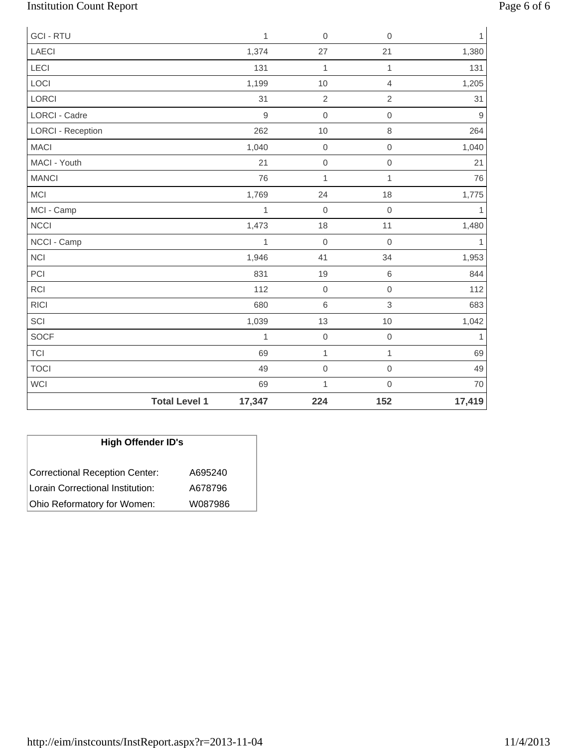| | | | | |
|---|---|---|---|---|
| GCI - RTU | 1 | 0 | 0 | 1 |
| LAECI | 1,374 | 27 | 21 | 1,380 |
| LECI | 131 | 1 | 1 | 131 |
| LOCI | 1,199 | 10 | 4 | 1,205 |
| LORCI | 31 | 2 | 2 | 31 |
| LORCI - Cadre | 9 | 0 | 0 | 9 |
| LORCI - Reception | 262 | 10 | 8 | 264 |
| MACI | 1,040 | 0 | 0 | 1,040 |
| MACI - Youth | 21 | 0 | 0 | 21 |
| MANCI | 76 | 1 | 1 | 76 |
| MCI | 1,769 | 24 | 18 | 1,775 |
| MCI - Camp | 1 | 0 | 0 | 1 |
| NCCI | 1,473 | 18 | 11 | 1,480 |
| NCCI - Camp | 1 | 0 | 0 | 1 |
| NCI | 1,946 | 41 | 34 | 1,953 |
| PCI | 831 | 19 | 6 | 844 |
| RCI | 112 | 0 | 0 | 112 |
| RICI | 680 | 6 | 3 | 683 |
| SCI | 1,039 | 13 | 10 | 1,042 |
| SOCF | 1 | 0 | 0 | 1 |
| TCI | 69 | 1 | 1 | 69 |
| TOCI | 49 | 0 | 0 | 49 |
| WCI | 69 | 1 | 0 | 70 |
| **Total Level 1** | **17,347** | **224** | **152** | **17,419** |

| High Offender ID's | |
|---|---|
| Correctional Reception Center: | A695240 |
| Lorain Correctional Institution: | A678796 |
| Ohio Reformatory for Women: | W087986 |